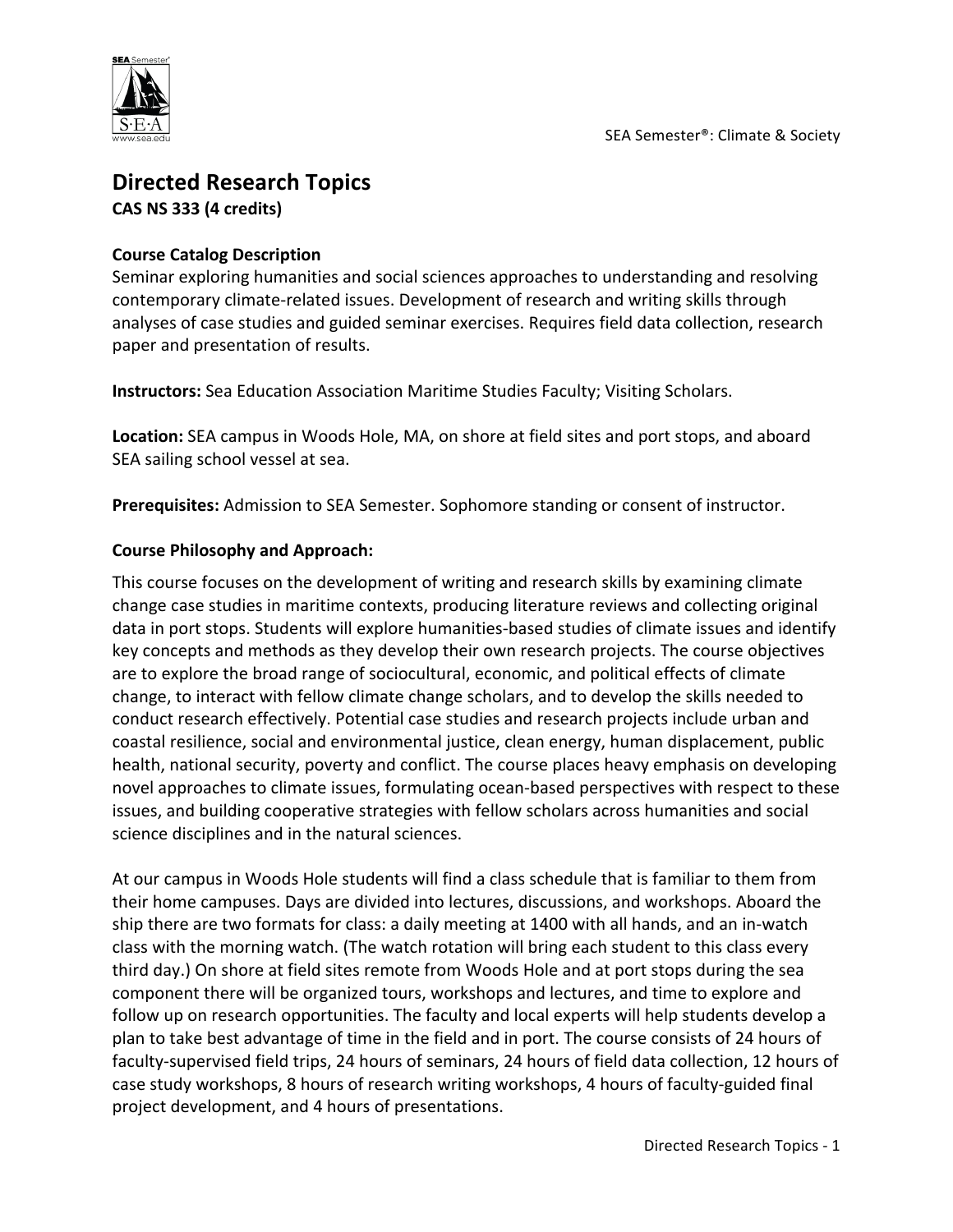# Directed Research Topics

**CAS NS 333 (4 credits)**

### Course Catalog Description

Seminar exploring humanities and social sciences approaches to understanding and resolving contemporary climate-related issues. Development of research and writing skills through analyses of case studies and guided seminar exercises. Requires field data collection, research paper and presentation of results.

**Instructors:** Sea Education Association Maritime Studies Faculty; Visiting Scholars.

**Location:** SEA campus in Woods Hole, MA, on shore at field sites and port stops, and aboard SEA sailing school vessel at sea.

**Prerequisites:** Admission to SEA Semester. Sophomore standing or consent of instructor.

### Course Philosophy and Approach:

This course focuses on the development of writing and research skills by examining climate change case studies in maritime contexts, producing literature reviews and collecting original data in port stops. Students will explore humanities-based studies of climate issues and identify key concepts and methods as they develop their own research projects. The course objectives are to explore the broad range of sociocultural, economic, and political effects of climate change, to interact with fellow climate change scholars, and to develop the skills needed to conduct research effectively. Potential case studies and research projects include urban and coastal resilience, social and environmental justice, clean energy, human displacement, public health, national security, poverty and conflict. The course places heavy emphasis on developing novel approaches to climate issues, formulating ocean-based perspectives with respect to these issues, and building cooperative strategies with fellow scholars across humanities and social science disciplines and in the natural sciences.

At our campus in Woods Hole students will find a class schedule that is familiar to them from their home campuses. Days are divided into lectures, discussions, and workshops. Aboard the ship there are two formats for class: a daily meeting at 1400 with all hands, and an in-watch class with the morning watch. (The watch rotation will bring each student to this class every third day.) On shore at field sites remote from Woods Hole and at port stops during the sea component there will be organized tours, workshops and lectures, and time to explore and follow up on research opportunities. The faculty and local experts will help students develop a plan to take best advantage of time in the field and in port. The course consists of 24 hours of faculty-supervised field trips, 24 hours of seminars, 24 hours of field data collection, 12 hours of case study workshops, 8 hours of research writing workshops, 4 hours of faculty-guided final project development, and 4 hours of presentations.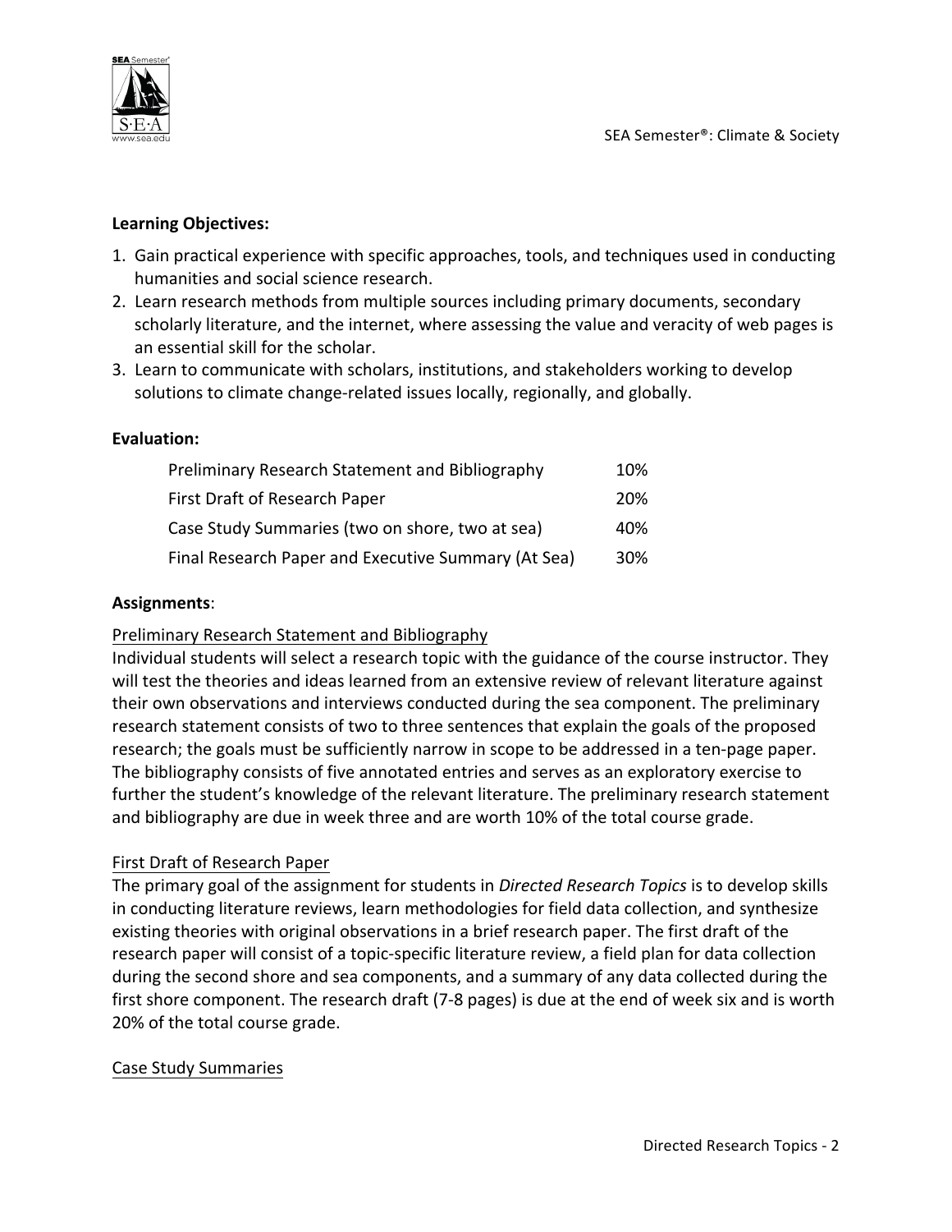**Learning Objectives:**

1. Gain practical experience with specific approaches, tools, and techniques used in conducting humanities and social science research.
2. Learn research methods from multiple sources including primary documents, secondary scholarly literature, and the internet, where assessing the value and veracity of web pages is an essential skill for the scholar.
3. Learn to communicate with scholars, institutions, and stakeholders working to develop solutions to climate change-related issues locally, regionally, and globally.

**Evaluation:**

| | |
|---|---|
| Preliminary Research Statement and Bibliography | 10% |
| First Draft of Research Paper | 20% |
| Case Study Summaries (two on shore, two at sea) | 40% |
| Final Research Paper and Executive Summary (At Sea) | 30% |

**Assignments**:

Preliminary Research Statement and Bibliography

Individual students will select a research topic with the guidance of the course instructor. They will test the theories and ideas learned from an extensive review of relevant literature against their own observations and interviews conducted during the sea component. The preliminary research statement consists of two to three sentences that explain the goals of the proposed research; the goals must be sufficiently narrow in scope to be addressed in a ten-page paper. The bibliography consists of five annotated entries and serves as an exploratory exercise to further the student's knowledge of the relevant literature. The preliminary research statement and bibliography are due in week three and are worth 10% of the total course grade.

First Draft of Research Paper

The primary goal of the assignment for students in *Directed Research Topics* is to develop skills in conducting literature reviews, learn methodologies for field data collection, and synthesize existing theories with original observations in a brief research paper. The first draft of the research paper will consist of a topic-specific literature review, a field plan for data collection during the second shore and sea components, and a summary of any data collected during the first shore component. The research draft (7-8 pages) is due at the end of week six and is worth 20% of the total course grade.

Case Study Summaries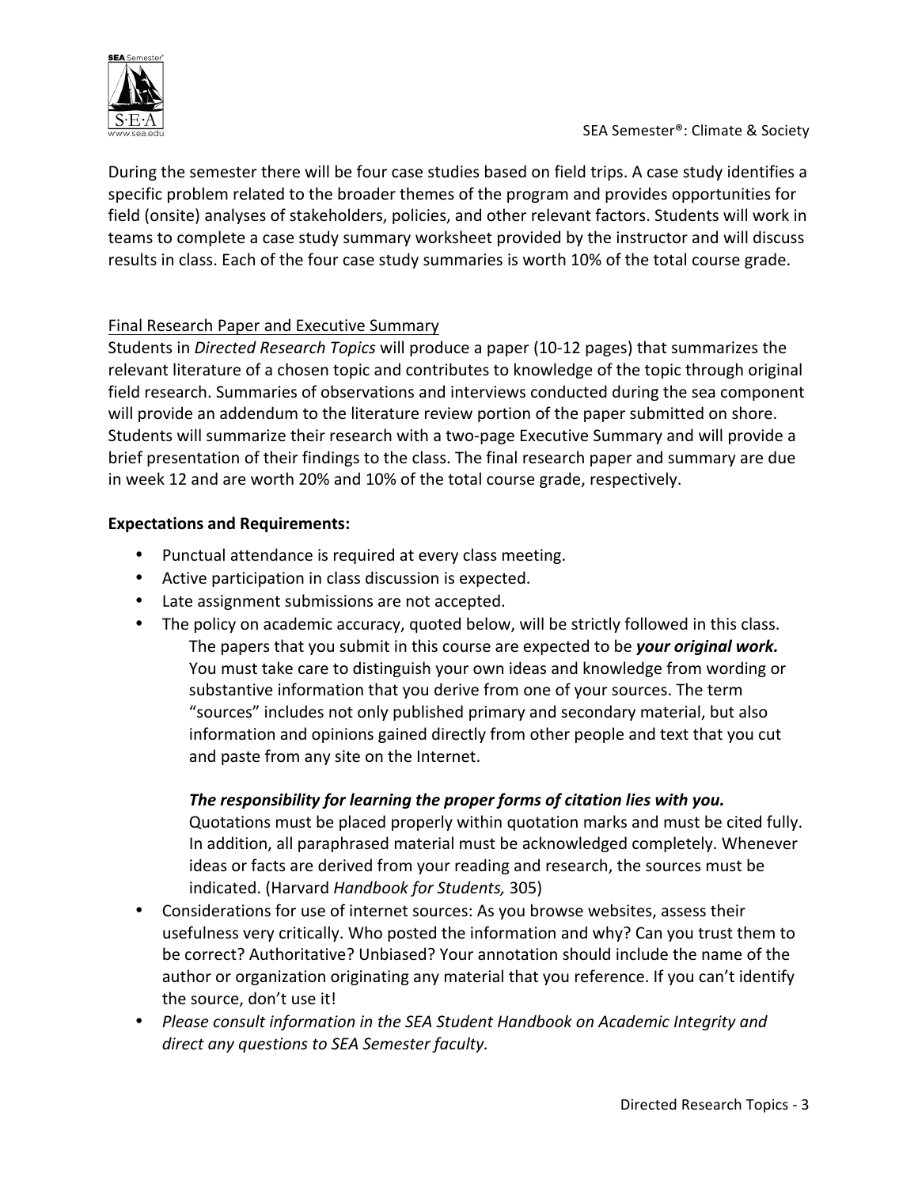During the semester there will be four case studies based on field trips. A case study identifies a specific problem related to the broader themes of the program and provides opportunities for field (onsite) analyses of stakeholders, policies, and other relevant factors. Students will work in teams to complete a case study summary worksheet provided by the instructor and will discuss results in class. Each of the four case study summaries is worth 10% of the total course grade.

Final Research Paper and Executive Summary

Students in *Directed Research Topics* will produce a paper (10-12 pages) that summarizes the relevant literature of a chosen topic and contributes to knowledge of the topic through original field research. Summaries of observations and interviews conducted during the sea component will provide an addendum to the literature review portion of the paper submitted on shore. Students will summarize their research with a two-page Executive Summary and will provide a brief presentation of their findings to the class. The final research paper and summary are due in week 12 and are worth 20% and 10% of the total course grade, respectively.

**Expectations and Requirements:**

- Punctual attendance is required at every class meeting.
- Active participation in class discussion is expected.
- Late assignment submissions are not accepted.
- The policy on academic accuracy, quoted below, will be strictly followed in this class.

  The papers that you submit in this course are expected to be ***your original work.*** You must take care to distinguish your own ideas and knowledge from wording or substantive information that you derive from one of your sources. The term "sources" includes not only published primary and secondary material, but also information and opinions gained directly from other people and text that you cut and paste from any site on the Internet.

  ***The responsibility for learning the proper forms of citation lies with you.*** Quotations must be placed properly within quotation marks and must be cited fully. In addition, all paraphrased material must be acknowledged completely. Whenever ideas or facts are derived from your reading and research, the sources must be indicated. (Harvard *Handbook for Students,* 305)
- Considerations for use of internet sources: As you browse websites, assess their usefulness very critically. Who posted the information and why? Can you trust them to be correct? Authoritative? Unbiased? Your annotation should include the name of the author or organization originating any material that you reference. If you can't identify the source, don't use it!
- *Please consult information in the SEA Student Handbook on Academic Integrity and direct any questions to SEA Semester faculty.*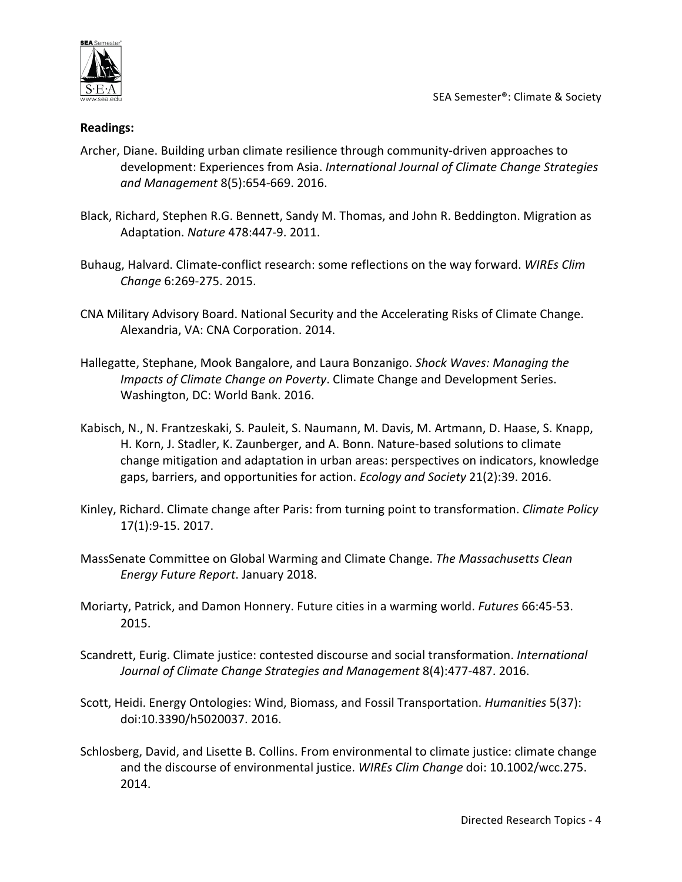**Readings:**

Archer, Diane. Building urban climate resilience through community-driven approaches to development: Experiences from Asia. *International Journal of Climate Change Strategies and Management* 8(5):654-669. 2016.

Black, Richard, Stephen R.G. Bennett, Sandy M. Thomas, and John R. Beddington. Migration as Adaptation. *Nature* 478:447-9. 2011.

Buhaug, Halvard. Climate-conflict research: some reflections on the way forward. *WIREs Clim Change* 6:269-275. 2015.

CNA Military Advisory Board. National Security and the Accelerating Risks of Climate Change. Alexandria, VA: CNA Corporation. 2014.

Hallegatte, Stephane, Mook Bangalore, and Laura Bonzanigo. *Shock Waves: Managing the Impacts of Climate Change on Poverty*. Climate Change and Development Series. Washington, DC: World Bank. 2016.

Kabisch, N., N. Frantzeskaki, S. Pauleit, S. Naumann, M. Davis, M. Artmann, D. Haase, S. Knapp, H. Korn, J. Stadler, K. Zaunberger, and A. Bonn. Nature-based solutions to climate change mitigation and adaptation in urban areas: perspectives on indicators, knowledge gaps, barriers, and opportunities for action. *Ecology and Society* 21(2):39. 2016.

Kinley, Richard. Climate change after Paris: from turning point to transformation. *Climate Policy* 17(1):9-15. 2017.

MassSenate Committee on Global Warming and Climate Change. *The Massachusetts Clean Energy Future Report*. January 2018.

Moriarty, Patrick, and Damon Honnery. Future cities in a warming world. *Futures* 66:45-53. 2015.

Scandrett, Eurig. Climate justice: contested discourse and social transformation. *International Journal of Climate Change Strategies and Management* 8(4):477-487. 2016.

Scott, Heidi. Energy Ontologies: Wind, Biomass, and Fossil Transportation. *Humanities* 5(37): doi:10.3390/h5020037. 2016.

Schlosberg, David, and Lisette B. Collins. From environmental to climate justice: climate change and the discourse of environmental justice. *WIREs Clim Change* doi: 10.1002/wcc.275. 2014.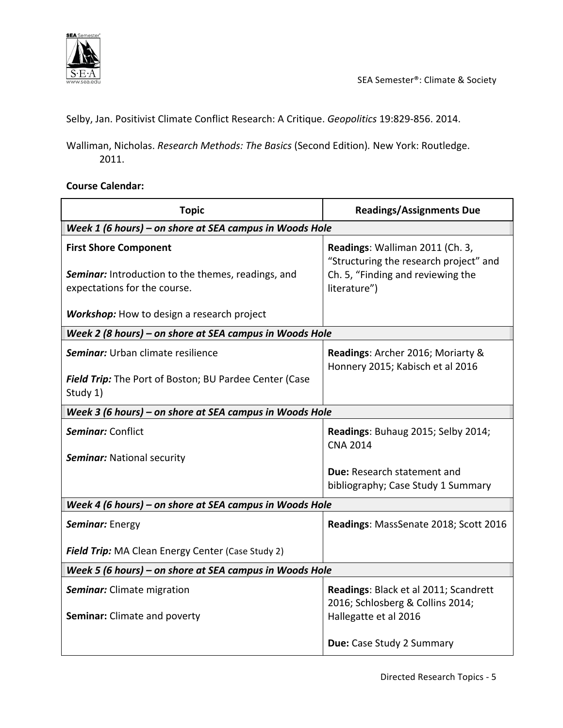Selby, Jan. Positivist Climate Conflict Research: A Critique. *Geopolitics* 19:829-856. 2014.

Walliman, Nicholas. *Research Methods: The Basics* (Second Edition). New York: Routledge. 2011.

**Course Calendar:**

| Topic | Readings/Assignments Due |
|---|---|
| ***Week 1 (6 hours) – on shore at SEA campus in Woods Hole*** | |
| **First Shore Component**<br><br>***Seminar:*** Introduction to the themes, readings, and expectations for the course.<br><br>***Workshop:*** How to design a research project | **Readings**: Walliman 2011 (Ch. 3, "Structuring the research project" and Ch. 5, "Finding and reviewing the literature") |
| ***Week 2 (8 hours) – on shore at SEA campus in Woods Hole*** | |
| ***Seminar:*** Urban climate resilience<br><br>***Field Trip:*** The Port of Boston; BU Pardee Center (Case Study 1) | **Readings**: Archer 2016; Moriarty & Honnery 2015; Kabisch et al 2016 |
| ***Week 3 (6 hours) – on shore at SEA campus in Woods Hole*** | |
| ***Seminar:*** Conflict<br><br>***Seminar:*** National security | **Readings**: Buhaug 2015; Selby 2014; CNA 2014<br><br>**Due:** Research statement and bibliography; Case Study 1 Summary |
| ***Week 4 (6 hours) – on shore at SEA campus in Woods Hole*** | |
| ***Seminar:*** Energy<br><br>***Field Trip:*** MA Clean Energy Center (Case Study 2) | **Readings**: MassSenate 2018; Scott 2016 |
| ***Week 5 (6 hours) – on shore at SEA campus in Woods Hole*** | |
| ***Seminar:*** Climate migration<br><br>**Seminar:** Climate and poverty | **Readings**: Black et al 2011; Scandrett 2016; Schlosberg & Collins 2014; Hallegatte et al 2016<br><br>**Due:** Case Study 2 Summary |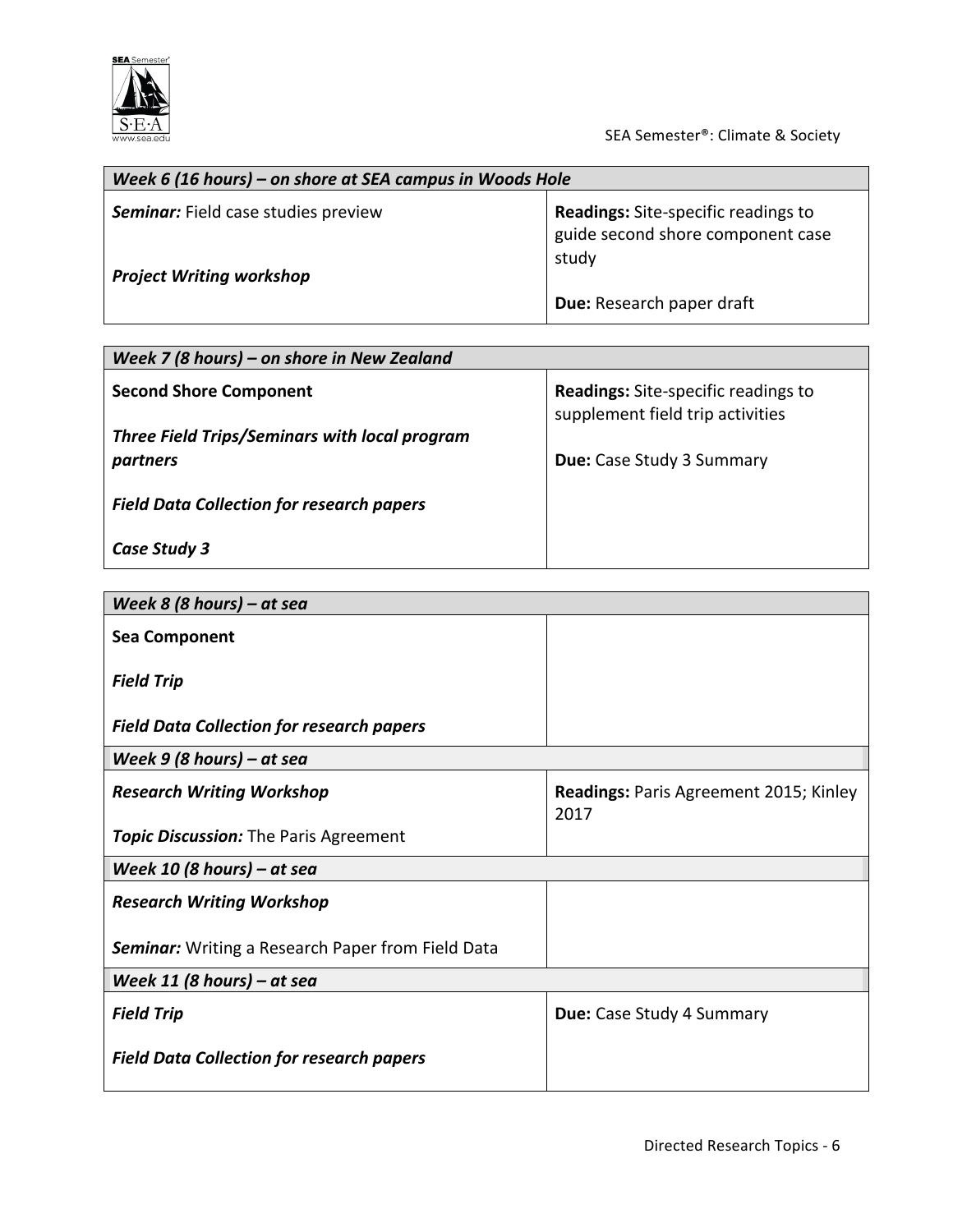| *Week 6 (16 hours) – on shore at SEA campus in Woods Hole* | |
|---|---|
| ***Seminar:*** Field case studies preview<br><br>***Project Writing workshop*** | **Readings:** Site-specific readings to guide second shore component case study<br><br>**Due:** Research paper draft |

| *Week 7 (8 hours) – on shore in New Zealand* | |
|---|---|
| **Second Shore Component**<br><br>***Three Field Trips/Seminars with local program partners***<br><br>***Field Data Collection for research papers***<br><br>***Case Study 3*** | **Readings:** Site-specific readings to supplement field trip activities<br><br>**Due:** Case Study 3 Summary |

| *Week 8 (8 hours) – at sea* | |
|---|---|
| **Sea Component**<br><br>***Field Trip***<br><br>***Field Data Collection for research papers*** | |
| ***Week 9 (8 hours) – at sea*** | |
| ***Research Writing Workshop***<br><br>***Topic Discussion:*** The Paris Agreement | **Readings:** Paris Agreement 2015; Kinley 2017 |
| ***Week 10 (8 hours) – at sea*** | |
| ***Research Writing Workshop***<br><br>***Seminar:*** Writing a Research Paper from Field Data | |
| ***Week 11 (8 hours) – at sea*** | |
| ***Field Trip***<br><br>***Field Data Collection for research papers*** | **Due:** Case Study 4 Summary |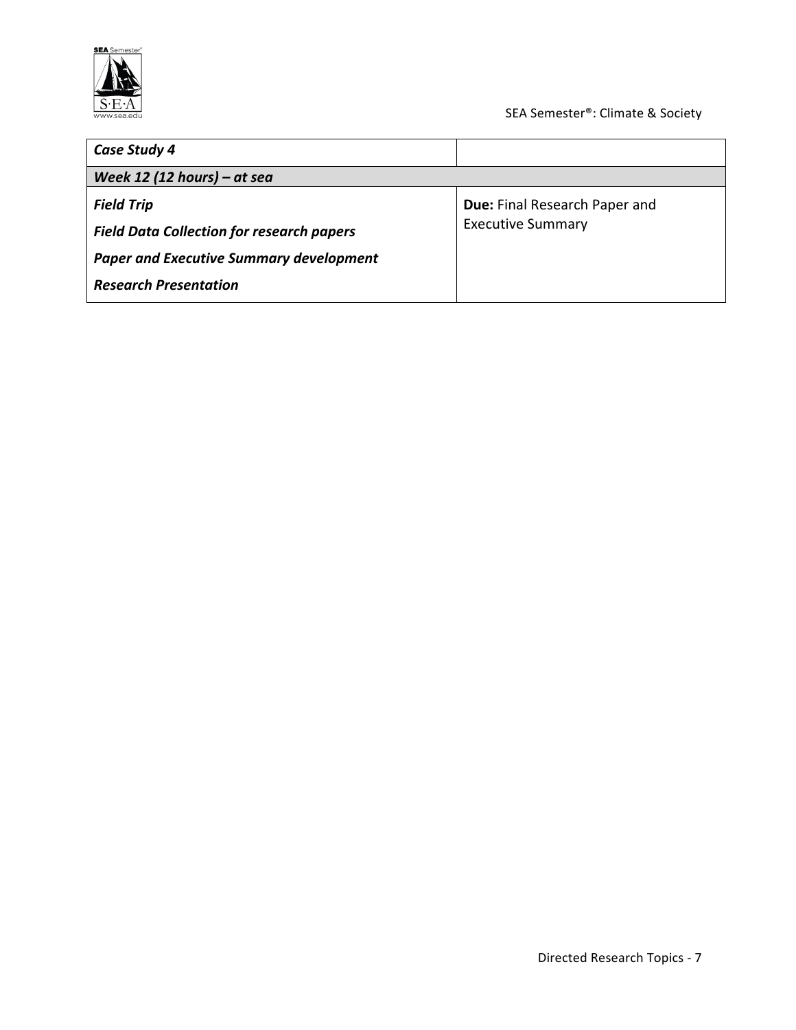| | |
|---|---|
| ***Case Study 4*** | |
| ***Week 12 (12 hours) – at sea*** | |
| ***Field Trip***<br>***Field Data Collection for research papers***<br>***Paper and Executive Summary development***<br>***Research Presentation*** | **Due:** Final Research Paper and Executive Summary |